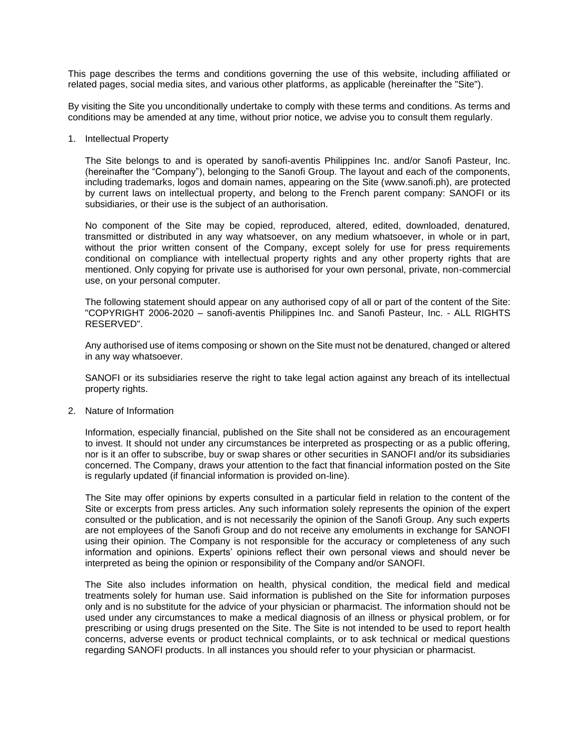This page describes the terms and conditions governing the use of this website, including affiliated or related pages, social media sites, and various other platforms, as applicable (hereinafter the "Site").

By visiting the Site you unconditionally undertake to comply with these terms and conditions. As terms and conditions may be amended at any time, without prior notice, we advise you to consult them regularly.

1. Intellectual Property

   The Site belongs to and is operated by sanofi-aventis Philippines Inc. and/or Sanofi Pasteur, Inc. (hereinafter the "Company"), belonging to the Sanofi Group. The layout and each of the components, including trademarks, logos and domain names, appearing on the Site (www.sanofi.ph), are protected by current laws on intellectual property, and belong to the French parent company: SANOFI or its subsidiaries, or their use is the subject of an authorisation.

   No component of the Site may be copied, reproduced, altered, edited, downloaded, denatured, transmitted or distributed in any way whatsoever, on any medium whatsoever, in whole or in part, without the prior written consent of the Company, except solely for use for press requirements conditional on compliance with intellectual property rights and any other property rights that are mentioned. Only copying for private use is authorised for your own personal, private, non-commercial use, on your personal computer.

   The following statement should appear on any authorised copy of all or part of the content of the Site: "COPYRIGHT 2006-2020 – sanofi-aventis Philippines Inc. and Sanofi Pasteur, Inc. - ALL RIGHTS RESERVED".

   Any authorised use of items composing or shown on the Site must not be denatured, changed or altered in any way whatsoever.

   SANOFI or its subsidiaries reserve the right to take legal action against any breach of its intellectual property rights.

2. Nature of Information

   Information, especially financial, published on the Site shall not be considered as an encouragement to invest. It should not under any circumstances be interpreted as prospecting or as a public offering, nor is it an offer to subscribe, buy or swap shares or other securities in SANOFI and/or its subsidiaries concerned. The Company, draws your attention to the fact that financial information posted on the Site is regularly updated (if financial information is provided on-line).

   The Site may offer opinions by experts consulted in a particular field in relation to the content of the Site or excerpts from press articles. Any such information solely represents the opinion of the expert consulted or the publication, and is not necessarily the opinion of the Sanofi Group. Any such experts are not employees of the Sanofi Group and do not receive any emoluments in exchange for SANOFI using their opinion. The Company is not responsible for the accuracy or completeness of any such information and opinions. Experts' opinions reflect their own personal views and should never be interpreted as being the opinion or responsibility of the Company and/or SANOFI.

   The Site also includes information on health, physical condition, the medical field and medical treatments solely for human use. Said information is published on the Site for information purposes only and is no substitute for the advice of your physician or pharmacist. The information should not be used under any circumstances to make a medical diagnosis of an illness or physical problem, or for prescribing or using drugs presented on the Site. The Site is not intended to be used to report health concerns, adverse events or product technical complaints, or to ask technical or medical questions regarding SANOFI products. In all instances you should refer to your physician or pharmacist.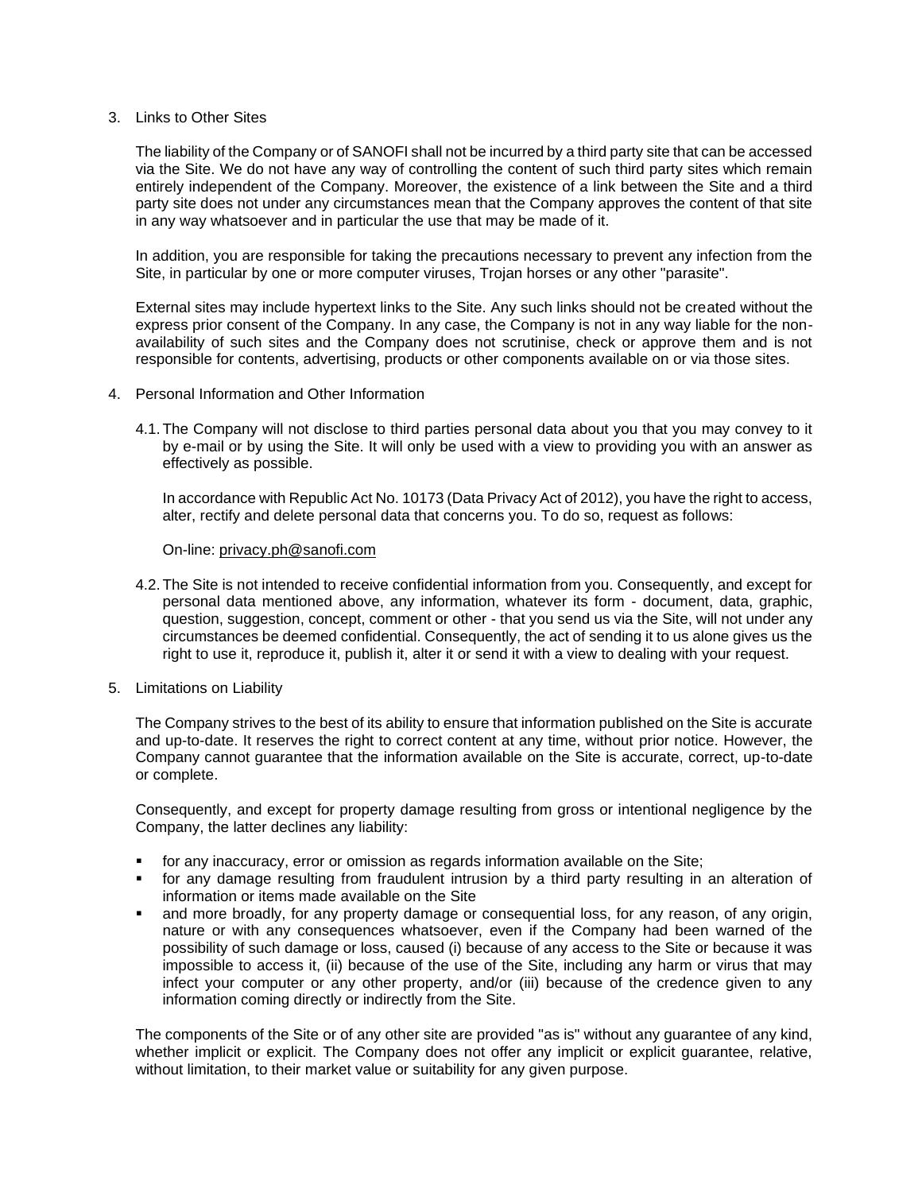## 3. Links to Other Sites

The liability of the Company or of SANOFI shall not be incurred by a third party site that can be accessed via the Site. We do not have any way of controlling the content of such third party sites which remain entirely independent of the Company. Moreover, the existence of a link between the Site and a third party site does not under any circumstances mean that the Company approves the content of that site in any way whatsoever and in particular the use that may be made of it.

In addition, you are responsible for taking the precautions necessary to prevent any infection from the Site, in particular by one or more computer viruses, Trojan horses or any other "parasite".

External sites may include hypertext links to the Site. Any such links should not be created without the express prior consent of the Company. In any case, the Company is not in any way liable for the non-availability of such sites and the Company does not scrutinise, check or approve them and is not responsible for contents, advertising, products or other components available on or via those sites.

## 4. Personal Information and Other Information

4.1. The Company will not disclose to third parties personal data about you that you may convey to it by e-mail or by using the Site. It will only be used with a view to providing you with an answer as effectively as possible.

In accordance with Republic Act No. 10173 (Data Privacy Act of 2012), you have the right to access, alter, rectify and delete personal data that concerns you. To do so, request as follows:

On-line: privacy.ph@sanofi.com

4.2. The Site is not intended to receive confidential information from you. Consequently, and except for personal data mentioned above, any information, whatever its form - document, data, graphic, question, suggestion, concept, comment or other - that you send us via the Site, will not under any circumstances be deemed confidential. Consequently, the act of sending it to us alone gives us the right to use it, reproduce it, publish it, alter it or send it with a view to dealing with your request.

## 5. Limitations on Liability

The Company strives to the best of its ability to ensure that information published on the Site is accurate and up-to-date. It reserves the right to correct content at any time, without prior notice. However, the Company cannot guarantee that the information available on the Site is accurate, correct, up-to-date or complete.

Consequently, and except for property damage resulting from gross or intentional negligence by the Company, the latter declines any liability:

- for any inaccuracy, error or omission as regards information available on the Site;
- for any damage resulting from fraudulent intrusion by a third party resulting in an alteration of information or items made available on the Site
- and more broadly, for any property damage or consequential loss, for any reason, of any origin, nature or with any consequences whatsoever, even if the Company had been warned of the possibility of such damage or loss, caused (i) because of any access to the Site or because it was impossible to access it, (ii) because of the use of the Site, including any harm or virus that may infect your computer or any other property, and/or (iii) because of the credence given to any information coming directly or indirectly from the Site.

The components of the Site or of any other site are provided "as is" without any guarantee of any kind, whether implicit or explicit. The Company does not offer any implicit or explicit guarantee, relative, without limitation, to their market value or suitability for any given purpose.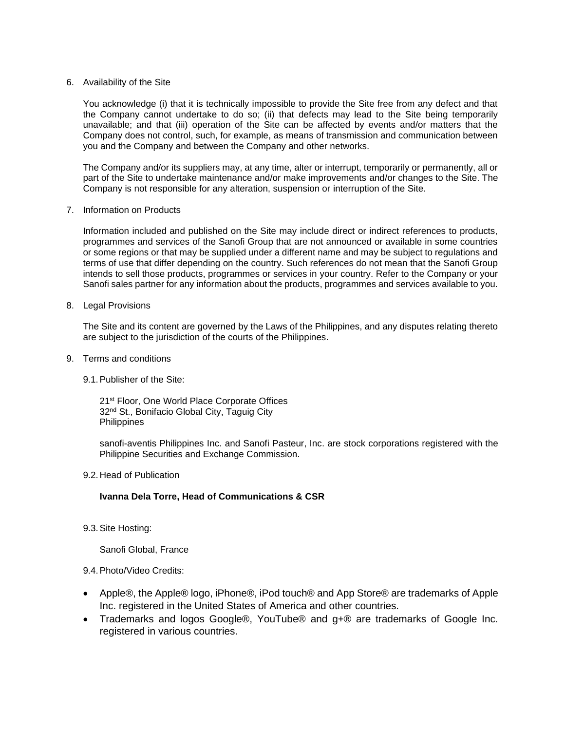6. Availability of the Site

   You acknowledge (i) that it is technically impossible to provide the Site free from any defect and that the Company cannot undertake to do so; (ii) that defects may lead to the Site being temporarily unavailable; and that (iii) operation of the Site can be affected by events and/or matters that the Company does not control, such, for example, as means of transmission and communication between you and the Company and between the Company and other networks.

   The Company and/or its suppliers may, at any time, alter or interrupt, temporarily or permanently, all or part of the Site to undertake maintenance and/or make improvements and/or changes to the Site. The Company is not responsible for any alteration, suspension or interruption of the Site.

7. Information on Products

   Information included and published on the Site may include direct or indirect references to products, programmes and services of the Sanofi Group that are not announced or available in some countries or some regions or that may be supplied under a different name and may be subject to regulations and terms of use that differ depending on the country. Such references do not mean that the Sanofi Group intends to sell those products, programmes or services in your country. Refer to the Company or your Sanofi sales partner for any information about the products, programmes and services available to you.

8. Legal Provisions

   The Site and its content are governed by the Laws of the Philippines, and any disputes relating thereto are subject to the jurisdiction of the courts of the Philippines.

9. Terms and conditions

   9.1. Publisher of the Site:

   21st Floor, One World Place Corporate Offices
   32nd St., Bonifacio Global City, Taguig City
   Philippines

   sanofi-aventis Philippines Inc. and Sanofi Pasteur, Inc. are stock corporations registered with the Philippine Securities and Exchange Commission.

   9.2. Head of Publication

   **Ivanna Dela Torre, Head of Communications & CSR**

   9.3. Site Hosting:

   Sanofi Global, France

   9.4. Photo/Video Credits:

- Apple®, the Apple® logo, iPhone®, iPod touch® and App Store® are trademarks of Apple Inc. registered in the United States of America and other countries.
- Trademarks and logos Google®, YouTube® and g+® are trademarks of Google Inc. registered in various countries.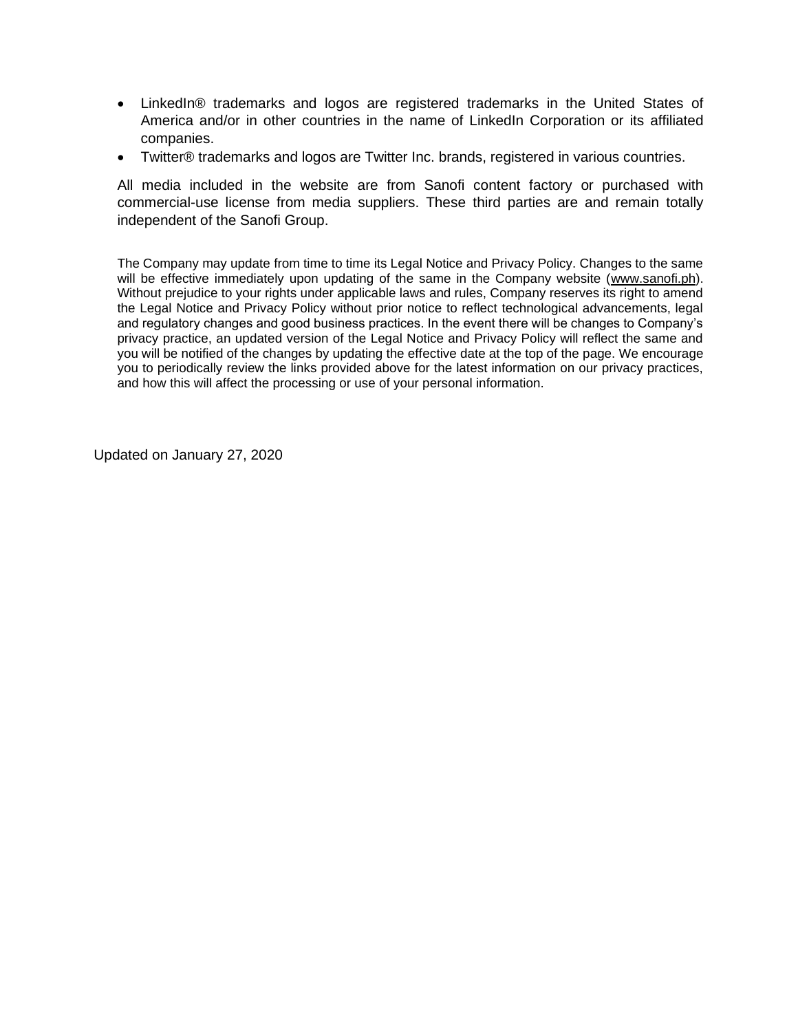- LinkedIn® trademarks and logos are registered trademarks in the United States of America and/or in other countries in the name of LinkedIn Corporation or its affiliated companies.
- Twitter® trademarks and logos are Twitter Inc. brands, registered in various countries.

All media included in the website are from Sanofi content factory or purchased with commercial-use license from media suppliers. These third parties are and remain totally independent of the Sanofi Group.

The Company may update from time to time its Legal Notice and Privacy Policy. Changes to the same will be effective immediately upon updating of the same in the Company website (www.sanofi.ph). Without prejudice to your rights under applicable laws and rules, Company reserves its right to amend the Legal Notice and Privacy Policy without prior notice to reflect technological advancements, legal and regulatory changes and good business practices. In the event there will be changes to Company's privacy practice, an updated version of the Legal Notice and Privacy Policy will reflect the same and you will be notified of the changes by updating the effective date at the top of the page. We encourage you to periodically review the links provided above for the latest information on our privacy practices, and how this will affect the processing or use of your personal information.

Updated on January 27, 2020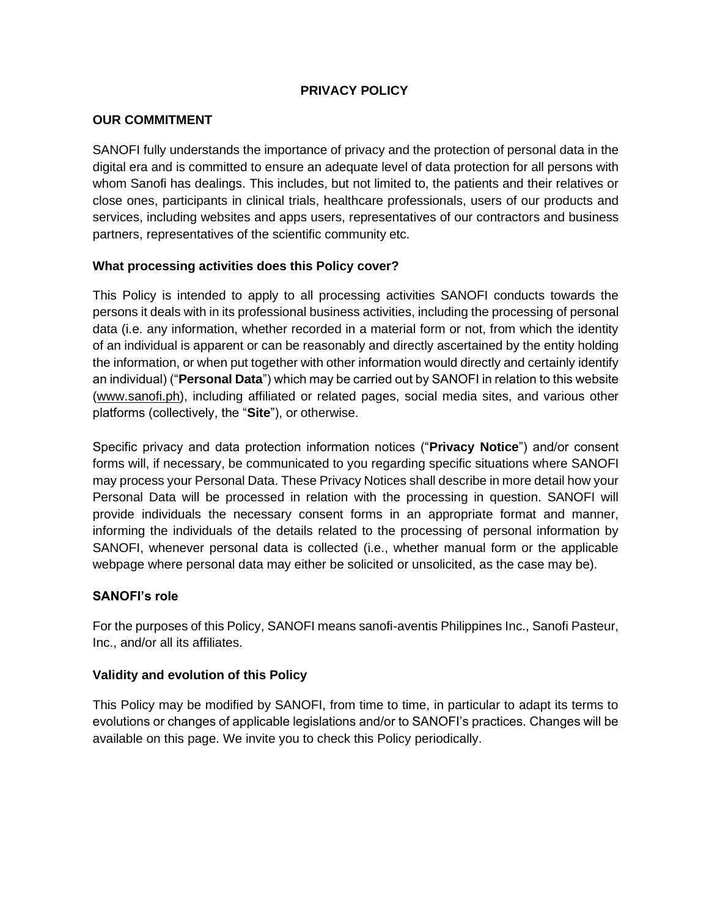# PRIVACY POLICY

## OUR COMMITMENT

SANOFI fully understands the importance of privacy and the protection of personal data in the digital era and is committed to ensure an adequate level of data protection for all persons with whom Sanofi has dealings. This includes, but not limited to, the patients and their relatives or close ones, participants in clinical trials, healthcare professionals, users of our products and services, including websites and apps users, representatives of our contractors and business partners, representatives of the scientific community etc.

### What processing activities does this Policy cover?

This Policy is intended to apply to all processing activities SANOFI conducts towards the persons it deals with in its professional business activities, including the processing of personal data (i.e. any information, whether recorded in a material form or not, from which the identity of an individual is apparent or can be reasonably and directly ascertained by the entity holding the information, or when put together with other information would directly and certainly identify an individual) ("**Personal Data**") which may be carried out by SANOFI in relation to this website (www.sanofi.ph), including affiliated or related pages, social media sites, and various other platforms (collectively, the "**Site**"), or otherwise.

Specific privacy and data protection information notices ("**Privacy Notice**") and/or consent forms will, if necessary, be communicated to you regarding specific situations where SANOFI may process your Personal Data. These Privacy Notices shall describe in more detail how your Personal Data will be processed in relation with the processing in question. SANOFI will provide individuals the necessary consent forms in an appropriate format and manner, informing the individuals of the details related to the processing of personal information by SANOFI, whenever personal data is collected (i.e., whether manual form or the applicable webpage where personal data may either be solicited or unsolicited, as the case may be).

### SANOFI's role

For the purposes of this Policy, SANOFI means sanofi-aventis Philippines Inc., Sanofi Pasteur, Inc., and/or all its affiliates.

### Validity and evolution of this Policy

This Policy may be modified by SANOFI, from time to time, in particular to adapt its terms to evolutions or changes of applicable legislations and/or to SANOFI's practices. Changes will be available on this page. We invite you to check this Policy periodically.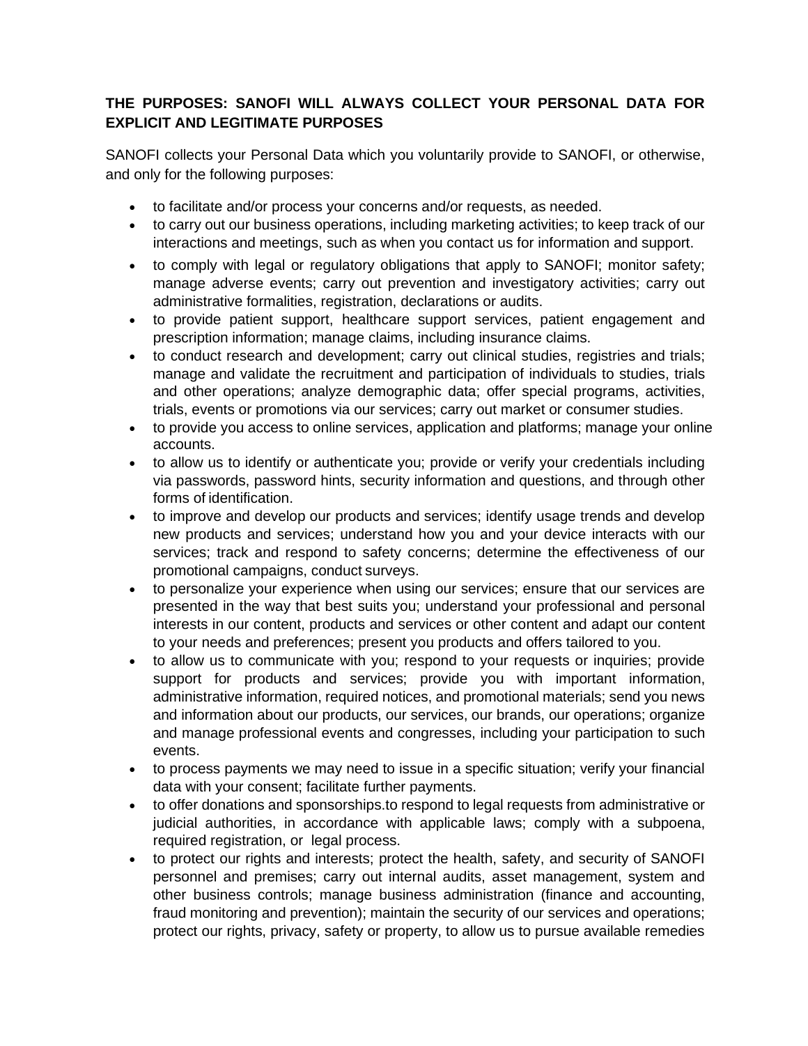**THE PURPOSES: SANOFI WILL ALWAYS COLLECT YOUR PERSONAL DATA FOR EXPLICIT AND LEGITIMATE PURPOSES**

SANOFI collects your Personal Data which you voluntarily provide to SANOFI, or otherwise, and only for the following purposes:

- to facilitate and/or process your concerns and/or requests, as needed.
- to carry out our business operations, including marketing activities; to keep track of our interactions and meetings, such as when you contact us for information and support.
- to comply with legal or regulatory obligations that apply to SANOFI; monitor safety; manage adverse events; carry out prevention and investigatory activities; carry out administrative formalities, registration, declarations or audits.
- to provide patient support, healthcare support services, patient engagement and prescription information; manage claims, including insurance claims.
- to conduct research and development; carry out clinical studies, registries and trials; manage and validate the recruitment and participation of individuals to studies, trials and other operations; analyze demographic data; offer special programs, activities, trials, events or promotions via our services; carry out market or consumer studies.
- to provide you access to online services, application and platforms; manage your online accounts.
- to allow us to identify or authenticate you; provide or verify your credentials including via passwords, password hints, security information and questions, and through other forms of identification.
- to improve and develop our products and services; identify usage trends and develop new products and services; understand how you and your device interacts with our services; track and respond to safety concerns; determine the effectiveness of our promotional campaigns, conduct surveys.
- to personalize your experience when using our services; ensure that our services are presented in the way that best suits you; understand your professional and personal interests in our content, products and services or other content and adapt our content to your needs and preferences; present you products and offers tailored to you.
- to allow us to communicate with you; respond to your requests or inquiries; provide support for products and services; provide you with important information, administrative information, required notices, and promotional materials; send you news and information about our products, our services, our brands, our operations; organize and manage professional events and congresses, including your participation to such events.
- to process payments we may need to issue in a specific situation; verify your financial data with your consent; facilitate further payments.
- to offer donations and sponsorships.to respond to legal requests from administrative or judicial authorities, in accordance with applicable laws; comply with a subpoena, required registration, or legal process.
- to protect our rights and interests; protect the health, safety, and security of SANOFI personnel and premises; carry out internal audits, asset management, system and other business controls; manage business administration (finance and accounting, fraud monitoring and prevention); maintain the security of our services and operations; protect our rights, privacy, safety or property, to allow us to pursue available remedies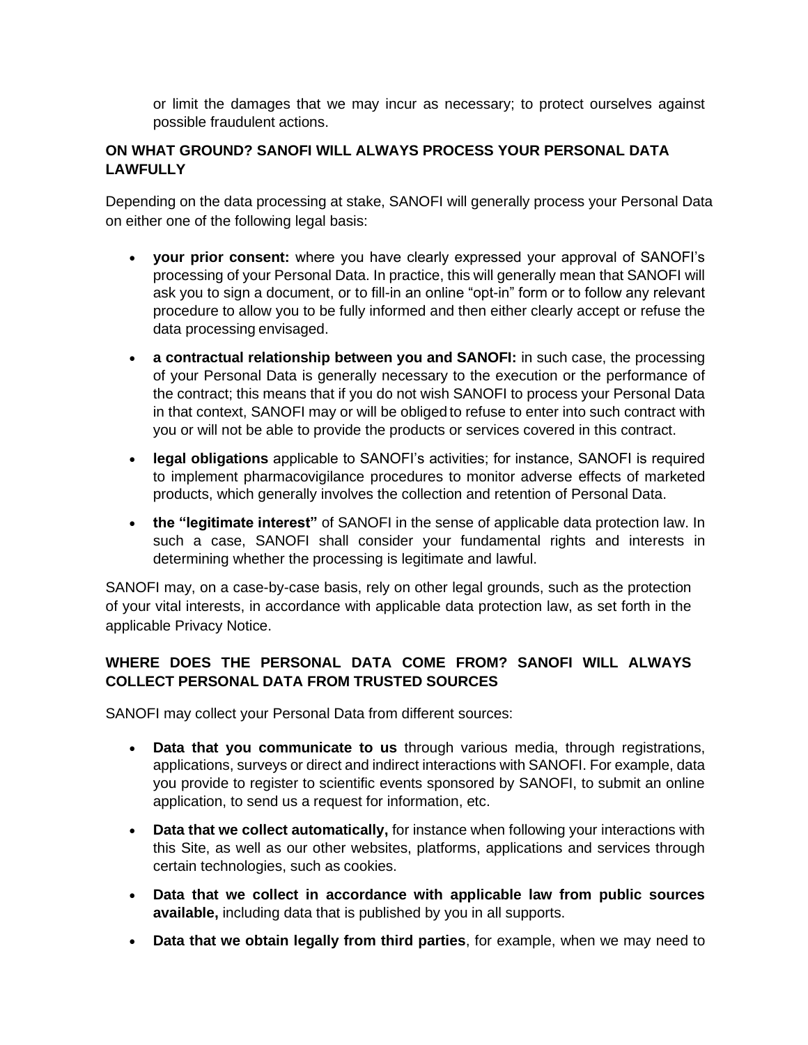or limit the damages that we may incur as necessary; to protect ourselves against possible fraudulent actions.

**ON WHAT GROUND? SANOFI WILL ALWAYS PROCESS YOUR PERSONAL DATA LAWFULLY**

Depending on the data processing at stake, SANOFI will generally process your Personal Data on either one of the following legal basis:

- **your prior consent:** where you have clearly expressed your approval of SANOFI's processing of your Personal Data. In practice, this will generally mean that SANOFI will ask you to sign a document, or to fill-in an online "opt-in" form or to follow any relevant procedure to allow you to be fully informed and then either clearly accept or refuse the data processing envisaged.
- **a contractual relationship between you and SANOFI:** in such case, the processing of your Personal Data is generally necessary to the execution or the performance of the contract; this means that if you do not wish SANOFI to process your Personal Data in that context, SANOFI may or will be obliged to refuse to enter into such contract with you or will not be able to provide the products or services covered in this contract.
- **legal obligations** applicable to SANOFI's activities; for instance, SANOFI is required to implement pharmacovigilance procedures to monitor adverse effects of marketed products, which generally involves the collection and retention of Personal Data.
- **the "legitimate interest"** of SANOFI in the sense of applicable data protection law. In such a case, SANOFI shall consider your fundamental rights and interests in determining whether the processing is legitimate and lawful.

SANOFI may, on a case-by-case basis, rely on other legal grounds, such as the protection of your vital interests, in accordance with applicable data protection law, as set forth in the applicable Privacy Notice.

**WHERE DOES THE PERSONAL DATA COME FROM? SANOFI WILL ALWAYS COLLECT PERSONAL DATA FROM TRUSTED SOURCES**

SANOFI may collect your Personal Data from different sources:

- **Data that you communicate to us** through various media, through registrations, applications, surveys or direct and indirect interactions with SANOFI. For example, data you provide to register to scientific events sponsored by SANOFI, to submit an online application, to send us a request for information, etc.
- **Data that we collect automatically,** for instance when following your interactions with this Site, as well as our other websites, platforms, applications and services through certain technologies, such as cookies.
- **Data that we collect in accordance with applicable law from public sources available,** including data that is published by you in all supports.
- **Data that we obtain legally from third parties**, for example, when we may need to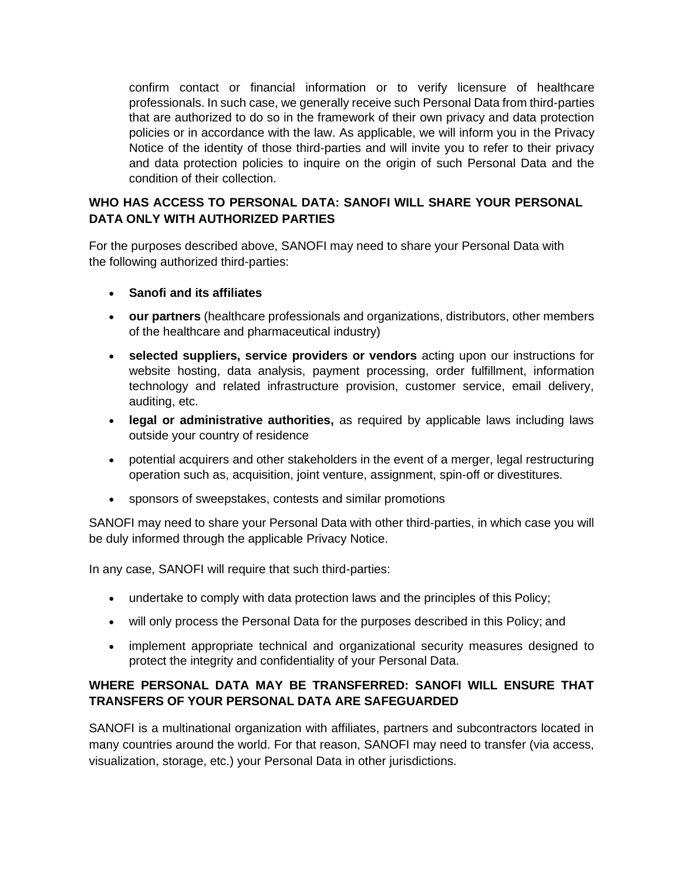confirm contact or financial information or to verify licensure of healthcare professionals. In such case, we generally receive such Personal Data from third-parties that are authorized to do so in the framework of their own privacy and data protection policies or in accordance with the law. As applicable, we will inform you in the Privacy Notice of the identity of those third-parties and will invite you to refer to their privacy and data protection policies to inquire on the origin of such Personal Data and the condition of their collection.

## WHO HAS ACCESS TO PERSONAL DATA: SANOFI WILL SHARE YOUR PERSONAL DATA ONLY WITH AUTHORIZED PARTIES

For the purposes described above, SANOFI may need to share your Personal Data with the following authorized third-parties:

- **Sanofi and its affiliates**
- **our partners** (healthcare professionals and organizations, distributors, other members of the healthcare and pharmaceutical industry)
- **selected suppliers, service providers or vendors** acting upon our instructions for website hosting, data analysis, payment processing, order fulfillment, information technology and related infrastructure provision, customer service, email delivery, auditing, etc.
- **legal or administrative authorities,** as required by applicable laws including laws outside your country of residence
- potential acquirers and other stakeholders in the event of a merger, legal restructuring operation such as, acquisition, joint venture, assignment, spin-off or divestitures.
- sponsors of sweepstakes, contests and similar promotions

SANOFI may need to share your Personal Data with other third-parties, in which case you will be duly informed through the applicable Privacy Notice.

In any case, SANOFI will require that such third-parties:

- undertake to comply with data protection laws and the principles of this Policy;
- will only process the Personal Data for the purposes described in this Policy; and
- implement appropriate technical and organizational security measures designed to protect the integrity and confidentiality of your Personal Data.

## WHERE PERSONAL DATA MAY BE TRANSFERRED: SANOFI WILL ENSURE THAT TRANSFERS OF YOUR PERSONAL DATA ARE SAFEGUARDED

SANOFI is a multinational organization with affiliates, partners and subcontractors located in many countries around the world. For that reason, SANOFI may need to transfer (via access, visualization, storage, etc.) your Personal Data in other jurisdictions.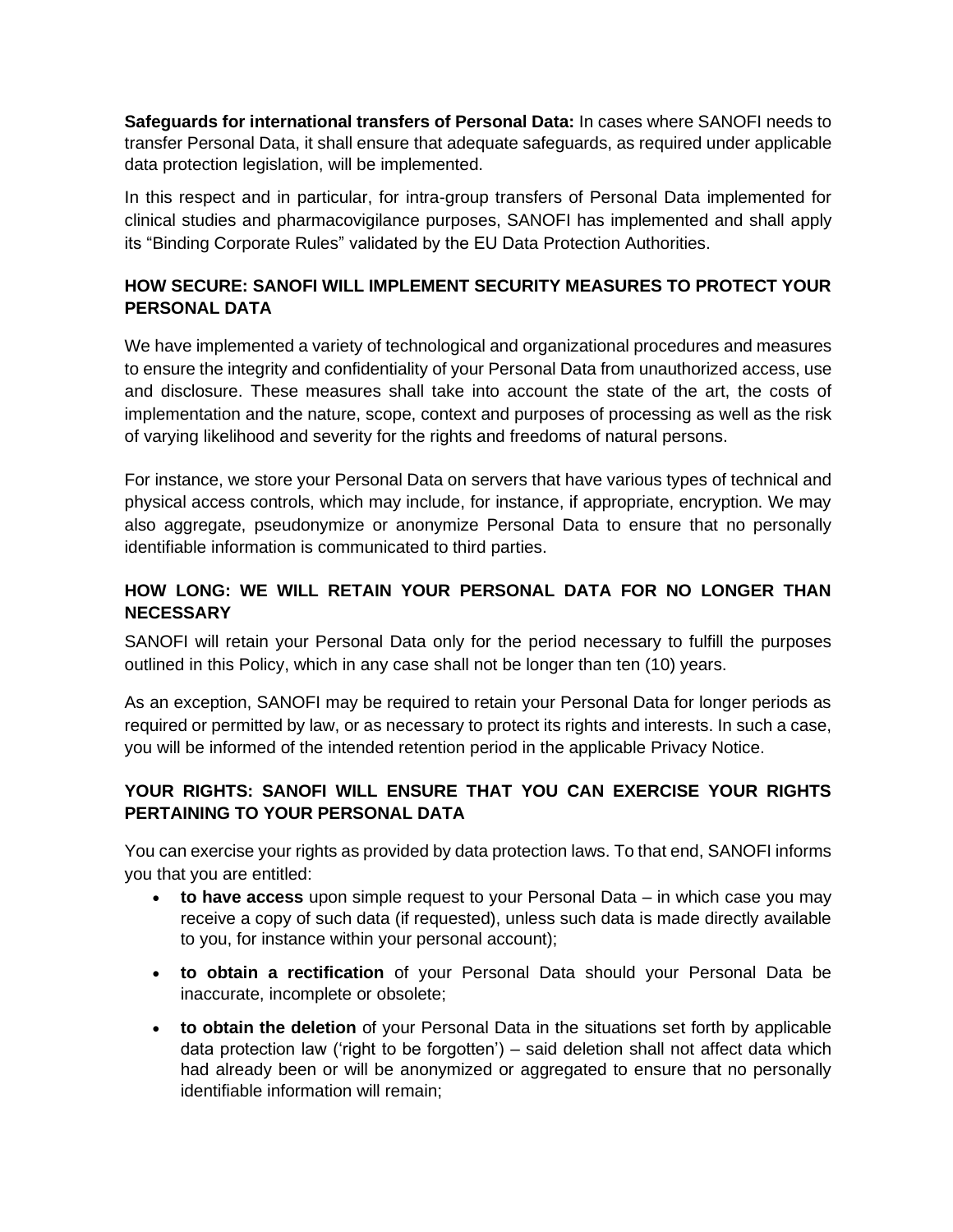**Safeguards for international transfers of Personal Data:** In cases where SANOFI needs to transfer Personal Data, it shall ensure that adequate safeguards, as required under applicable data protection legislation, will be implemented.

In this respect and in particular, for intra-group transfers of Personal Data implemented for clinical studies and pharmacovigilance purposes, SANOFI has implemented and shall apply its "Binding Corporate Rules" validated by the EU Data Protection Authorities.

## HOW SECURE: SANOFI WILL IMPLEMENT SECURITY MEASURES TO PROTECT YOUR PERSONAL DATA

We have implemented a variety of technological and organizational procedures and measures to ensure the integrity and confidentiality of your Personal Data from unauthorized access, use and disclosure. These measures shall take into account the state of the art, the costs of implementation and the nature, scope, context and purposes of processing as well as the risk of varying likelihood and severity for the rights and freedoms of natural persons.

For instance, we store your Personal Data on servers that have various types of technical and physical access controls, which may include, for instance, if appropriate, encryption. We may also aggregate, pseudonymize or anonymize Personal Data to ensure that no personally identifiable information is communicated to third parties.

## HOW LONG: WE WILL RETAIN YOUR PERSONAL DATA FOR NO LONGER THAN NECESSARY

SANOFI will retain your Personal Data only for the period necessary to fulfill the purposes outlined in this Policy, which in any case shall not be longer than ten (10) years.

As an exception, SANOFI may be required to retain your Personal Data for longer periods as required or permitted by law, or as necessary to protect its rights and interests. In such a case, you will be informed of the intended retention period in the applicable Privacy Notice.

## YOUR RIGHTS: SANOFI WILL ENSURE THAT YOU CAN EXERCISE YOUR RIGHTS PERTAINING TO YOUR PERSONAL DATA

You can exercise your rights as provided by data protection laws. To that end, SANOFI informs you that you are entitled:

- **to have access** upon simple request to your Personal Data – in which case you may receive a copy of such data (if requested), unless such data is made directly available to you, for instance within your personal account);
- **to obtain a rectification** of your Personal Data should your Personal Data be inaccurate, incomplete or obsolete;
- **to obtain the deletion** of your Personal Data in the situations set forth by applicable data protection law ('right to be forgotten') – said deletion shall not affect data which had already been or will be anonymized or aggregated to ensure that no personally identifiable information will remain;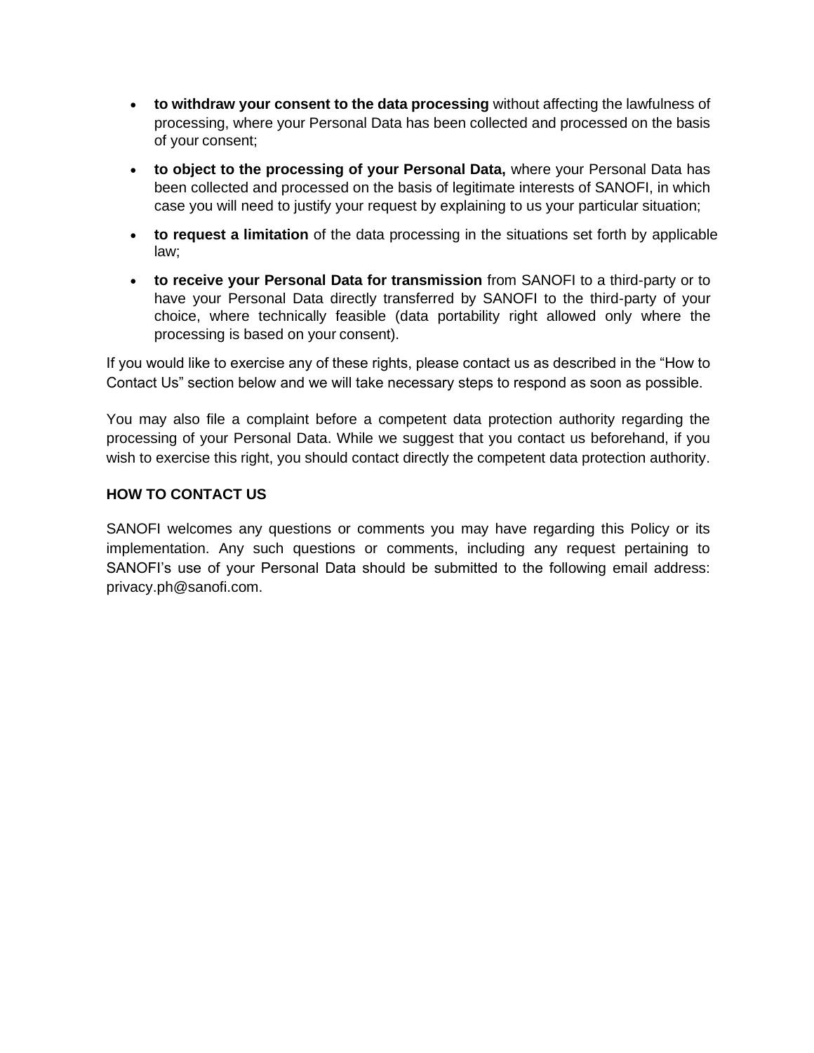- **to withdraw your consent to the data processing** without affecting the lawfulness of processing, where your Personal Data has been collected and processed on the basis of your consent;
- **to object to the processing of your Personal Data,** where your Personal Data has been collected and processed on the basis of legitimate interests of SANOFI, in which case you will need to justify your request by explaining to us your particular situation;
- **to request a limitation** of the data processing in the situations set forth by applicable law;
- **to receive your Personal Data for transmission** from SANOFI to a third-party or to have your Personal Data directly transferred by SANOFI to the third-party of your choice, where technically feasible (data portability right allowed only where the processing is based on your consent).

If you would like to exercise any of these rights, please contact us as described in the "How to Contact Us" section below and we will take necessary steps to respond as soon as possible.

You may also file a complaint before a competent data protection authority regarding the processing of your Personal Data. While we suggest that you contact us beforehand, if you wish to exercise this right, you should contact directly the competent data protection authority.

**HOW TO CONTACT US**

SANOFI welcomes any questions or comments you may have regarding this Policy or its implementation. Any such questions or comments, including any request pertaining to SANOFI's use of your Personal Data should be submitted to the following email address: privacy.ph@sanofi.com.